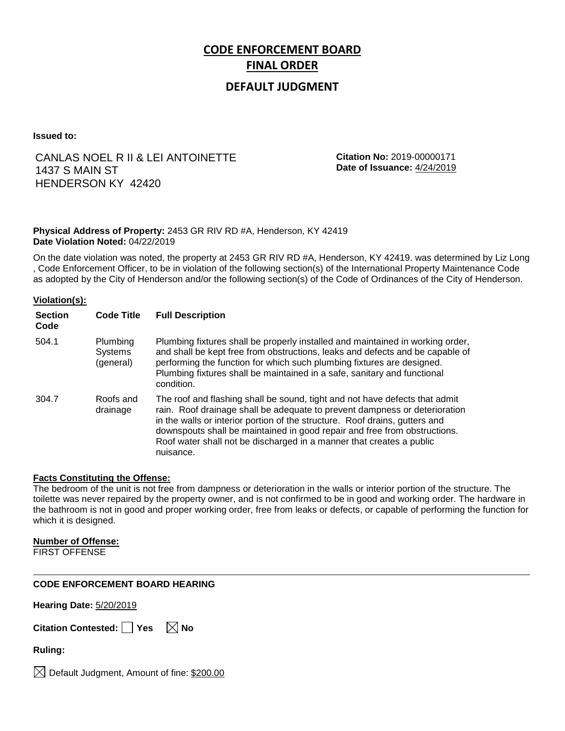# CODE ENFORCEMENT BOARD
# FINAL ORDER

## DEFAULT JUDGMENT

**Issued to:**

CANLAS NOEL R II & LEI ANTOINETTE
1437 S MAIN ST
HENDERSON KY 42420

**Citation No:** 2019-00000171
**Date of Issuance:** 4/24/2019

**Physical Address of Property:** 2453 GR RIV RD #A, Henderson, KY 42419
**Date Violation Noted:** 04/22/2019

On the date violation was noted, the property at 2453 GR RIV RD #A, Henderson, KY 42419. was determined by Liz Long , Code Enforcement Officer, to be in violation of the following section(s) of the International Property Maintenance Code as adopted by the City of Henderson and/or the following section(s) of the Code of Ordinances of the City of Henderson.

**Violation(s):**

| Section Code | Code Title | Full Description |
|---|---|---|
| 504.1 | Plumbing Systems (general) | Plumbing fixtures shall be properly installed and maintained in working order, and shall be kept free from obstructions, leaks and defects and be capable of performing the function for which such plumbing fixtures are designed. Plumbing fixtures shall be maintained in a safe, sanitary and functional condition. |
| 304.7 | Roofs and drainage | The roof and flashing shall be sound, tight and not have defects that admit rain. Roof drainage shall be adequate to prevent dampness or deterioration in the walls or interior portion of the structure. Roof drains, gutters and downspouts shall be maintained in good repair and free from obstructions. Roof water shall not be discharged in a manner that creates a public nuisance. |

**Facts Constituting the Offense:**

The bedroom of the unit is not free from dampness or deterioration in the walls or interior portion of the structure. The toilette was never repaired by the property owner, and is not confirmed to be in good and working order. The hardware in the bathroom is not in good and proper working order, free from leaks or defects, or capable of performing the function for which it is designed.

**Number of Offense:**

FIRST OFFENSE

---

**CODE ENFORCEMENT BOARD HEARING**

**Hearing Date:** 5/20/2019

**Citation Contested:** ☐ Yes ☒ No

**Ruling:**

☒ Default Judgment, Amount of fine: $200.00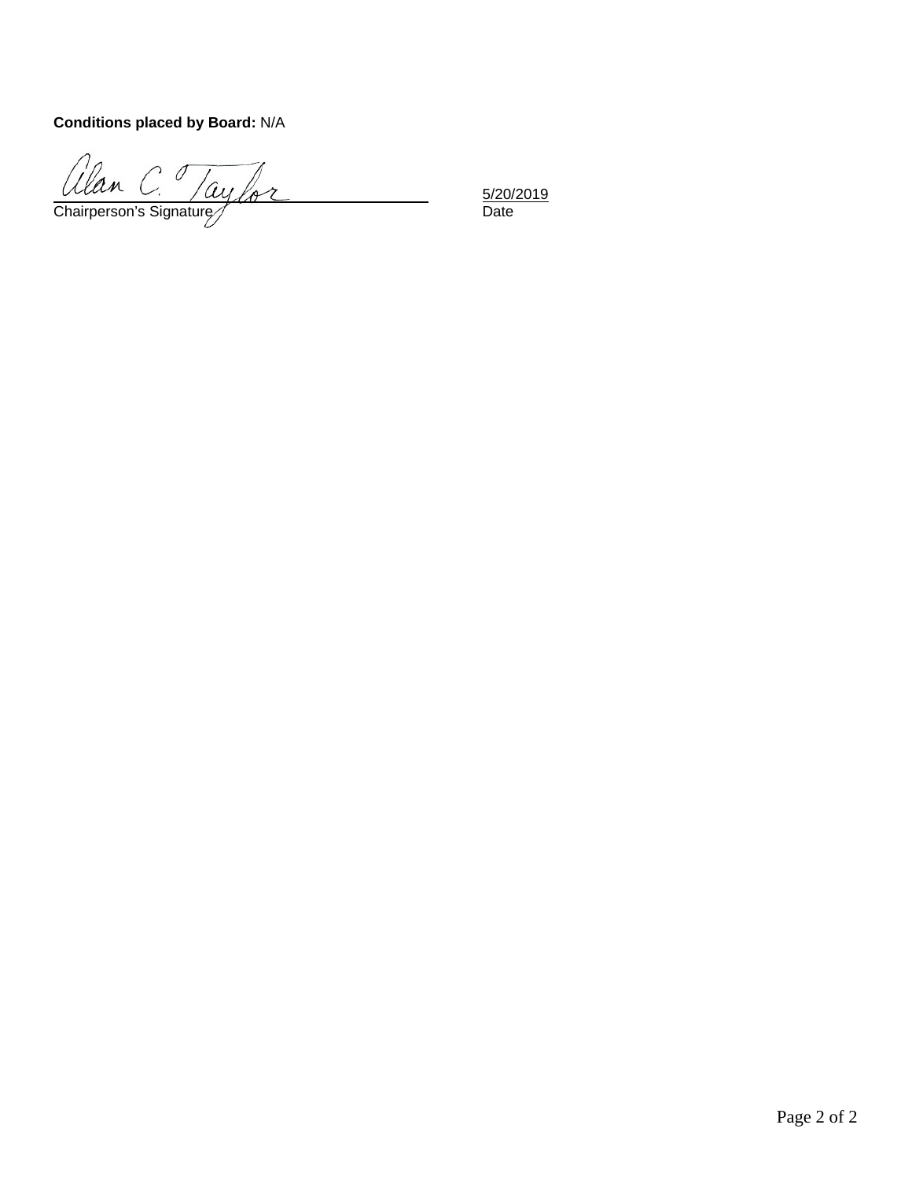**Conditions placed by Board:** N/A

Alan C. Taylor

Chairperson's Signature

5/20/2019

Date